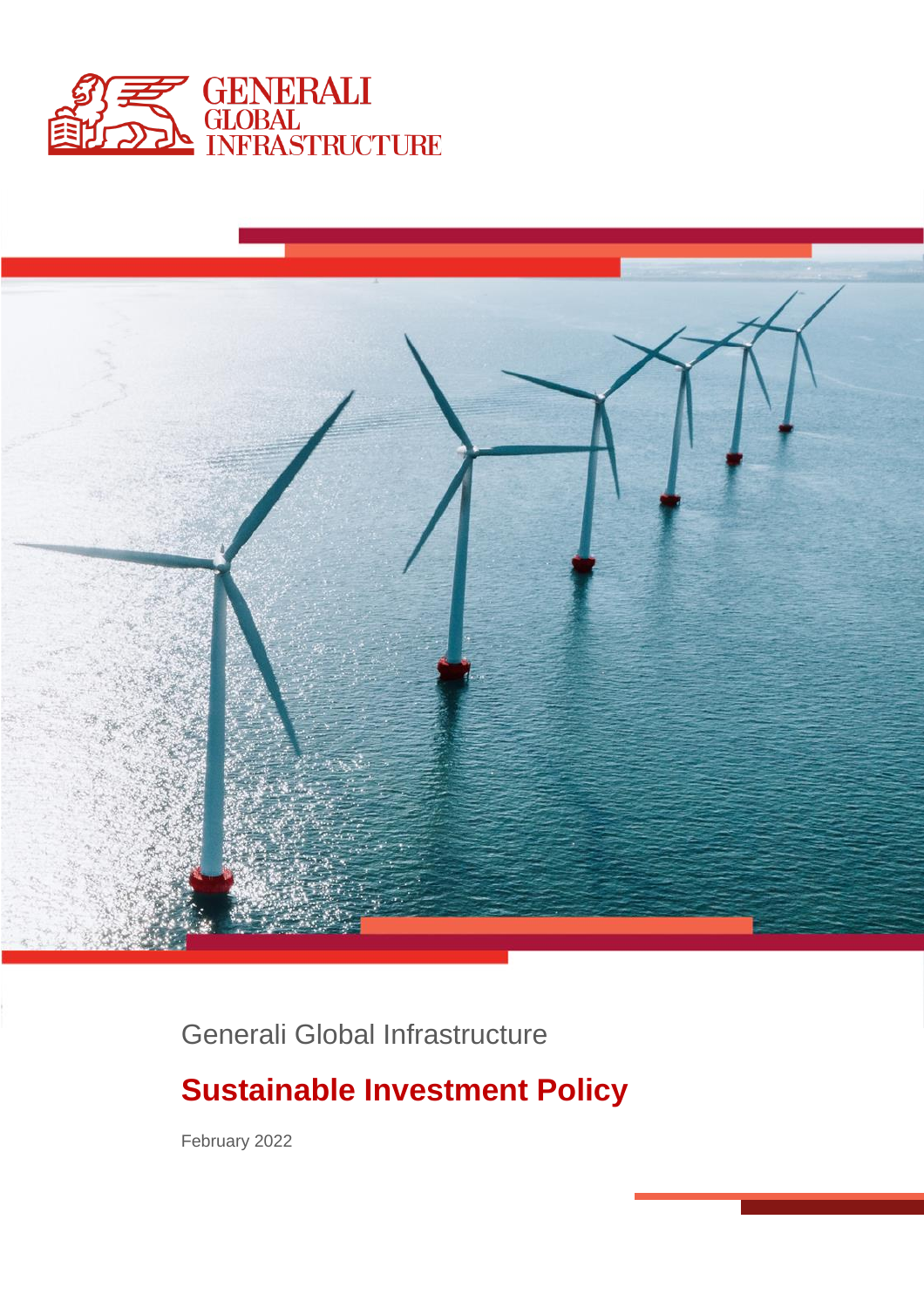GENERALI GLOBAL INFRASTRUCTURE

Generali Global Infrastructure

# Sustainable Investment Policy

February 2022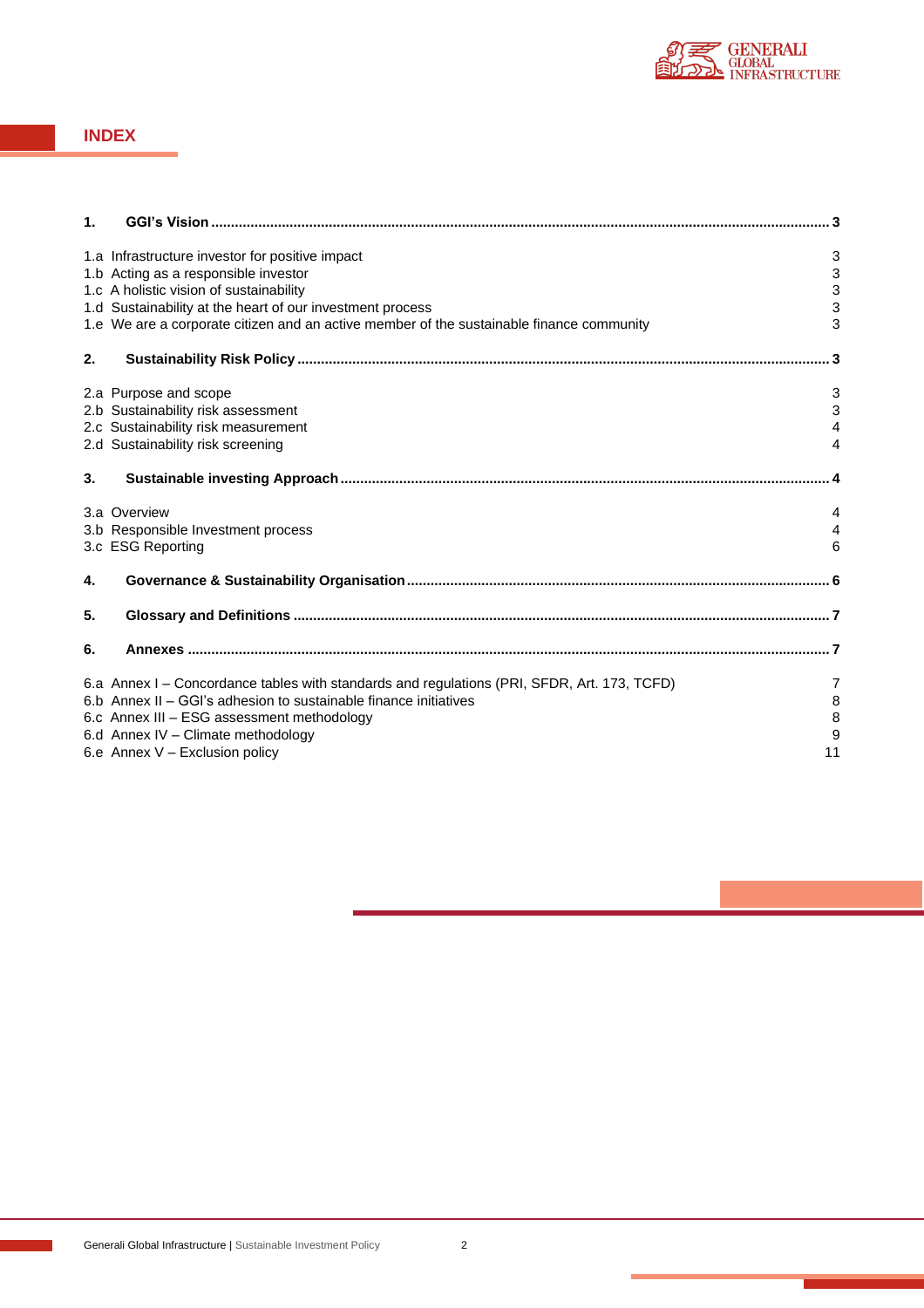## INDEX

| | |
|---|---|
| **1. GGI's Vision** | **3** |
| 1.a Infrastructure investor for positive impact | 3 |
| 1.b Acting as a responsible investor | 3 |
| 1.c A holistic vision of sustainability | 3 |
| 1.d Sustainability at the heart of our investment process | 3 |
| 1.e We are a corporate citizen and an active member of the sustainable finance community | 3 |
| **2. Sustainability Risk Policy** | **3** |
| 2.a Purpose and scope | 3 |
| 2.b Sustainability risk assessment | 3 |
| 2.c Sustainability risk measurement | 4 |
| 2.d Sustainability risk screening | 4 |
| **3. Sustainable investing Approach** | **4** |
| 3.a Overview | 4 |
| 3.b Responsible Investment process | 4 |
| 3.c ESG Reporting | 6 |
| **4. Governance & Sustainability Organisation** | **6** |
| **5. Glossary and Definitions** | **7** |
| **6. Annexes** | **7** |
| 6.a Annex I – Concordance tables with standards and regulations (PRI, SFDR, Art. 173, TCFD) | 7 |
| 6.b Annex II – GGI's adhesion to sustainable finance initiatives | 8 |
| 6.c Annex III – ESG assessment methodology | 8 |
| 6.d Annex IV – Climate methodology | 9 |
| 6.e Annex V – Exclusion policy | 11 |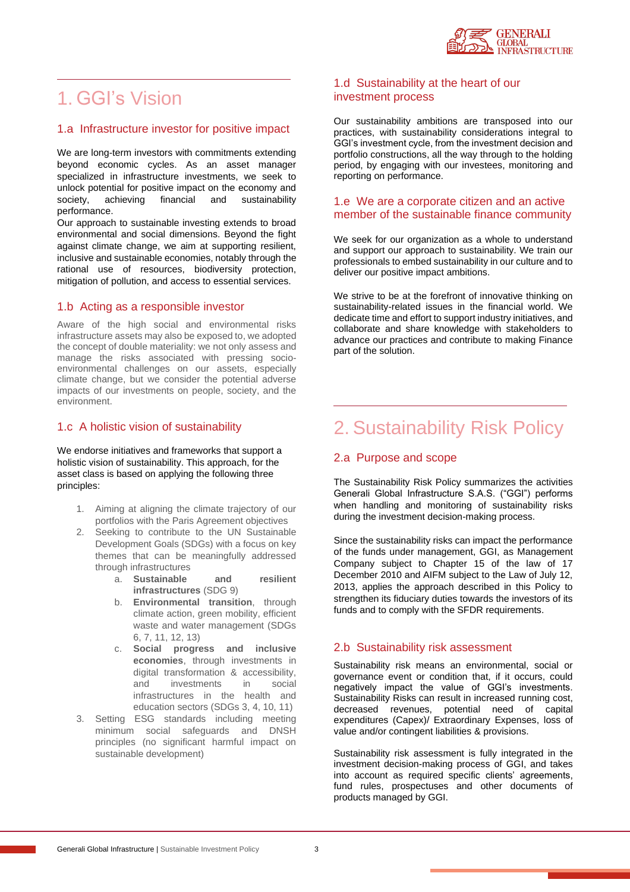# 1. GGI's Vision

## 1.a Infrastructure investor for positive impact

We are long-term investors with commitments extending beyond economic cycles. As an asset manager specialized in infrastructure investments, we seek to unlock potential for positive impact on the economy and society, achieving financial and sustainability performance.

Our approach to sustainable investing extends to broad environmental and social dimensions. Beyond the fight against climate change, we aim at supporting resilient, inclusive and sustainable economies, notably through the rational use of resources, biodiversity protection, mitigation of pollution, and access to essential services.

## 1.b Acting as a responsible investor

Aware of the high social and environmental risks infrastructure assets may also be exposed to, we adopted the concept of double materiality: we not only assess and manage the risks associated with pressing socio-environmental challenges on our assets, especially climate change, but we consider the potential adverse impacts of our investments on people, society, and the environment.

## 1.c A holistic vision of sustainability

We endorse initiatives and frameworks that support a holistic vision of sustainability. This approach, for the asset class is based on applying the following three principles:

1. Aiming at aligning the climate trajectory of our portfolios with the Paris Agreement objectives
2. Seeking to contribute to the UN Sustainable Development Goals (SDGs) with a focus on key themes that can be meaningfully addressed through infrastructures
   a. **Sustainable and resilient infrastructures** (SDG 9)
   b. **Environmental transition**, through climate action, green mobility, efficient waste and water management (SDGs 6, 7, 11, 12, 13)
   c. **Social progress and inclusive economies**, through investments in digital transformation & accessibility, and investments in social infrastructures in the health and education sectors (SDGs 3, 4, 10, 11)
3. Setting ESG standards including meeting minimum social safeguards and DNSH principles (no significant harmful impact on sustainable development)

## 1.d Sustainability at the heart of our investment process

Our sustainability ambitions are transposed into our practices, with sustainability considerations integral to GGI's investment cycle, from the investment decision and portfolio constructions, all the way through to the holding period, by engaging with our investees, monitoring and reporting on performance.

## 1.e We are a corporate citizen and an active member of the sustainable finance community

We seek for our organization as a whole to understand and support our approach to sustainability. We train our professionals to embed sustainability in our culture and to deliver our positive impact ambitions.

We strive to be at the forefront of innovative thinking on sustainability-related issues in the financial world. We dedicate time and effort to support industry initiatives, and collaborate and share knowledge with stakeholders to advance our practices and contribute to making Finance part of the solution.

# 2. Sustainability Risk Policy

## 2.a Purpose and scope

The Sustainability Risk Policy summarizes the activities Generali Global Infrastructure S.A.S. ("GGI") performs when handling and monitoring of sustainability risks during the investment decision-making process.

Since the sustainability risks can impact the performance of the funds under management, GGI, as Management Company subject to Chapter 15 of the law of 17 December 2010 and AIFM subject to the Law of July 12, 2013, applies the approach described in this Policy to strengthen its fiduciary duties towards the investors of its funds and to comply with the SFDR requirements.

## 2.b Sustainability risk assessment

Sustainability risk means an environmental, social or governance event or condition that, if it occurs, could negatively impact the value of GGI's investments. Sustainability Risks can result in increased running cost, decreased revenues, potential need of capital expenditures (Capex)/ Extraordinary Expenses, loss of value and/or contingent liabilities & provisions.

Sustainability risk assessment is fully integrated in the investment decision-making process of GGI, and takes into account as required specific clients' agreements, fund rules, prospectuses and other documents of products managed by GGI.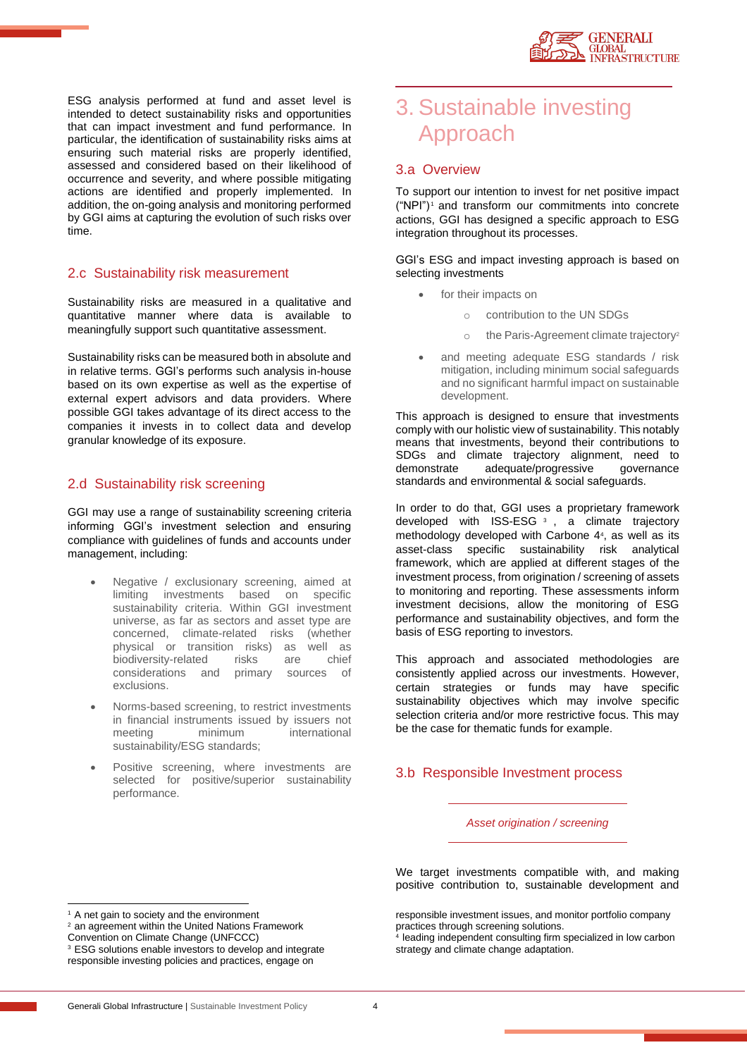ESG analysis performed at fund and asset level is intended to detect sustainability risks and opportunities that can impact investment and fund performance. In particular, the identification of sustainability risks aims at ensuring such material risks are properly identified, assessed and considered based on their likelihood of occurrence and severity, and where possible mitigating actions are identified and properly implemented. In addition, the on-going analysis and monitoring performed by GGI aims at capturing the evolution of such risks over time.

## 2.c Sustainability risk measurement

Sustainability risks are measured in a qualitative and quantitative manner where data is available to meaningfully support such quantitative assessment.

Sustainability risks can be measured both in absolute and in relative terms. GGI's performs such analysis in-house based on its own expertise as well as the expertise of external expert advisors and data providers. Where possible GGI takes advantage of its direct access to the companies it invests in to collect data and develop granular knowledge of its exposure.

## 2.d Sustainability risk screening

GGI may use a range of sustainability screening criteria informing GGI's investment selection and ensuring compliance with guidelines of funds and accounts under management, including:

- Negative / exclusionary screening, aimed at limiting investments based on specific sustainability criteria. Within GGI investment universe, as far as sectors and asset type are concerned, climate-related risks (whether physical or transition risks) as well as biodiversity-related risks are chief considerations and primary sources of exclusions.
- Norms-based screening, to restrict investments in financial instruments issued by issuers not meeting minimum international sustainability/ESG standards;
- Positive screening, where investments are selected for positive/superior sustainability performance.

# 3. Sustainable investing Approach

## 3.a Overview

To support our intention to invest for net positive impact ("NPI")[1] and transform our commitments into concrete actions, GGI has designed a specific approach to ESG integration throughout its processes.

GGI's ESG and impact investing approach is based on selecting investments

- for their impacts on
  - contribution to the UN SDGs
  - the Paris-Agreement climate trajectory[2]
- and meeting adequate ESG standards / risk mitigation, including minimum social safeguards and no significant harmful impact on sustainable development.

This approach is designed to ensure that investments comply with our holistic view of sustainability. This notably means that investments, beyond their contributions to SDGs and climate trajectory alignment, need to demonstrate adequate/progressive governance standards and environmental & social safeguards.

In order to do that, GGI uses a proprietary framework developed with ISS-ESG [3], a climate trajectory methodology developed with Carbone 4[4], as well as its asset-class specific sustainability risk analytical framework, which are applied at different stages of the investment process, from origination / screening of assets to monitoring and reporting. These assessments inform investment decisions, allow the monitoring of ESG performance and sustainability objectives, and form the basis of ESG reporting to investors.

This approach and associated methodologies are consistently applied across our investments. However, certain strategies or funds may have specific sustainability objectives which may involve specific selection criteria and/or more restrictive focus. This may be the case for thematic funds for example.

## 3.b Responsible Investment process

*Asset origination / screening*

We target investments compatible with, and making positive contribution to, sustainable development and

---

[1] A net gain to society and the environment

[2] an agreement within the United Nations Framework Convention on Climate Change (UNFCCC)

[3] ESG solutions enable investors to develop and integrate responsible investing policies and practices, engage on responsible investment issues, and monitor portfolio company practices through screening solutions.

[4] leading independent consulting firm specialized in low carbon strategy and climate change adaptation.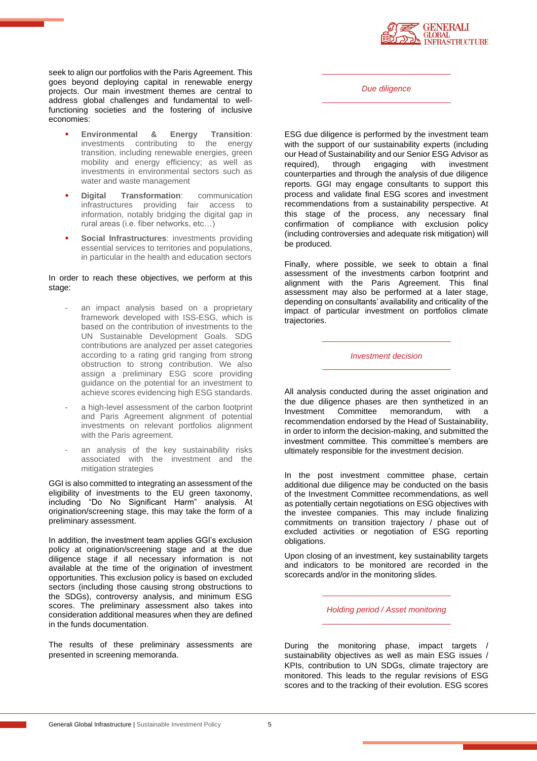seek to align our portfolios with the Paris Agreement. This goes beyond deploying capital in renewable energy projects. Our main investment themes are central to address global challenges and fundamental to well-functioning societies and the fostering of inclusive economies:

- **Environmental & Energy Transition**: investments contributing to the energy transition, including renewable energies, green mobility and energy efficiency; as well as investments in environmental sectors such as water and waste management
- **Digital Transformation**: communication infrastructures providing fair access to information, notably bridging the digital gap in rural areas (i.e. fiber networks, etc…)
- **Social Infrastructures**: investments providing essential services to territories and populations, in particular in the health and education sectors

In order to reach these objectives, we perform at this stage:

- an impact analysis based on a proprietary framework developed with ISS-ESG, which is based on the contribution of investments to the UN Sustainable Development Goals. SDG contributions are analyzed per asset categories according to a rating grid ranging from strong obstruction to strong contribution. We also assign a preliminary ESG score providing guidance on the potential for an investment to achieve scores evidencing high ESG standards.
- a high-level assessment of the carbon footprint and Paris Agreement alignment of potential investments on relevant portfolios alignment with the Paris agreement.
- an analysis of the key sustainability risks associated with the investment and the mitigation strategies

GGI is also committed to integrating an assessment of the eligibility of investments to the EU green taxonomy, including "Do No Significant Harm" analysis. At origination/screening stage, this may take the form of a preliminary assessment.

In addition, the investment team applies GGI's exclusion policy at origination/screening stage and at the due diligence stage if all necessary information is not available at the time of the origination of investment opportunities. This exclusion policy is based on excluded sectors (including those causing strong obstructions to the SDGs), controversy analysis, and minimum ESG scores. The preliminary assessment also takes into consideration additional measures when they are defined in the funds documentation.

The results of these preliminary assessments are presented in screening memoranda.

### *Due diligence*

ESG due diligence is performed by the investment team with the support of our sustainability experts (including our Head of Sustainability and our Senior ESG Advisor as required), through engaging with investment counterparties and through the analysis of due diligence reports. GGI may engage consultants to support this process and validate final ESG scores and investment recommendations from a sustainability perspective. At this stage of the process, any necessary final confirmation of compliance with exclusion policy (including controversies and adequate risk mitigation) will be produced.

Finally, where possible, we seek to obtain a final assessment of the investments carbon footprint and alignment with the Paris Agreement. This final assessment may also be performed at a later stage, depending on consultants' availability and criticality of the impact of particular investment on portfolios climate trajectories.

### *Investment decision*

All analysis conducted during the asset origination and the due diligence phases are then synthetized in an Investment Committee memorandum, with a recommendation endorsed by the Head of Sustainability, in order to inform the decision-making, and submitted the investment committee. This committee's members are ultimately responsible for the investment decision.

In the post investment committee phase, certain additional due diligence may be conducted on the basis of the Investment Committee recommendations, as well as potentially certain negotiations on ESG objectives with the investee companies. This may include finalizing commitments on transition trajectory / phase out of excluded activities or negotiation of ESG reporting obligations.

Upon closing of an investment, key sustainability targets and indicators to be monitored are recorded in the scorecards and/or in the monitoring slides.

### *Holding period / Asset monitoring*

During the monitoring phase, impact targets / sustainability objectives as well as main ESG issues / KPIs, contribution to UN SDGs, climate trajectory are monitored. This leads to the regular revisions of ESG scores and to the tracking of their evolution. ESG scores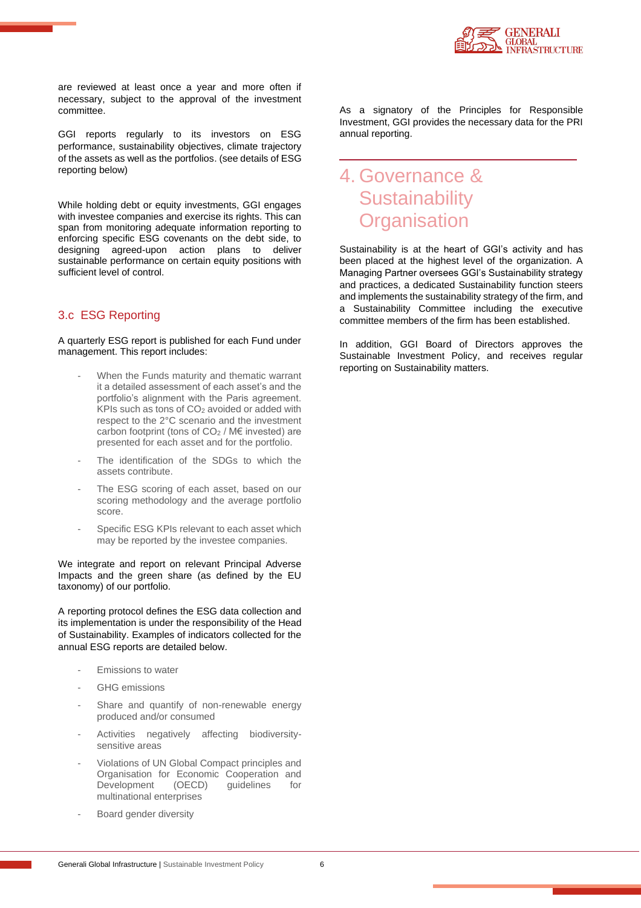are reviewed at least once a year and more often if necessary, subject to the approval of the investment committee.

GGI reports regularly to its investors on ESG performance, sustainability objectives, climate trajectory of the assets as well as the portfolios. (see details of ESG reporting below)

While holding debt or equity investments, GGI engages with investee companies and exercise its rights. This can span from monitoring adequate information reporting to enforcing specific ESG covenants on the debt side, to designing agreed-upon action plans to deliver sustainable performance on certain equity positions with sufficient level of control.

### 3.c ESG Reporting

A quarterly ESG report is published for each Fund under management. This report includes:

- When the Funds maturity and thematic warrant it a detailed assessment of each asset's and the portfolio's alignment with the Paris agreement. KPIs such as tons of $CO_2$ avoided or added with respect to the 2°C scenario and the investment carbon footprint (tons of $CO_2$ / M€ invested) are presented for each asset and for the portfolio.
- The identification of the SDGs to which the assets contribute.
- The ESG scoring of each asset, based on our scoring methodology and the average portfolio score.
- Specific ESG KPIs relevant to each asset which may be reported by the investee companies.

We integrate and report on relevant Principal Adverse Impacts and the green share (as defined by the EU taxonomy) of our portfolio.

A reporting protocol defines the ESG data collection and its implementation is under the responsibility of the Head of Sustainability. Examples of indicators collected for the annual ESG reports are detailed below.

- Emissions to water
- GHG emissions
- Share and quantify of non-renewable energy produced and/or consumed
- Activities negatively affecting biodiversity-sensitive areas
- Violations of UN Global Compact principles and Organisation for Economic Cooperation and Development (OECD) guidelines for multinational enterprises
- Board gender diversity

As a signatory of the Principles for Responsible Investment, GGI provides the necessary data for the PRI annual reporting.

## 4. Governance & Sustainability Organisation

Sustainability is at the heart of GGI's activity and has been placed at the highest level of the organization. A Managing Partner oversees GGI's Sustainability strategy and practices, a dedicated Sustainability function steers and implements the sustainability strategy of the firm, and a Sustainability Committee including the executive committee members of the firm has been established.

In addition, GGI Board of Directors approves the Sustainable Investment Policy, and receives regular reporting on Sustainability matters.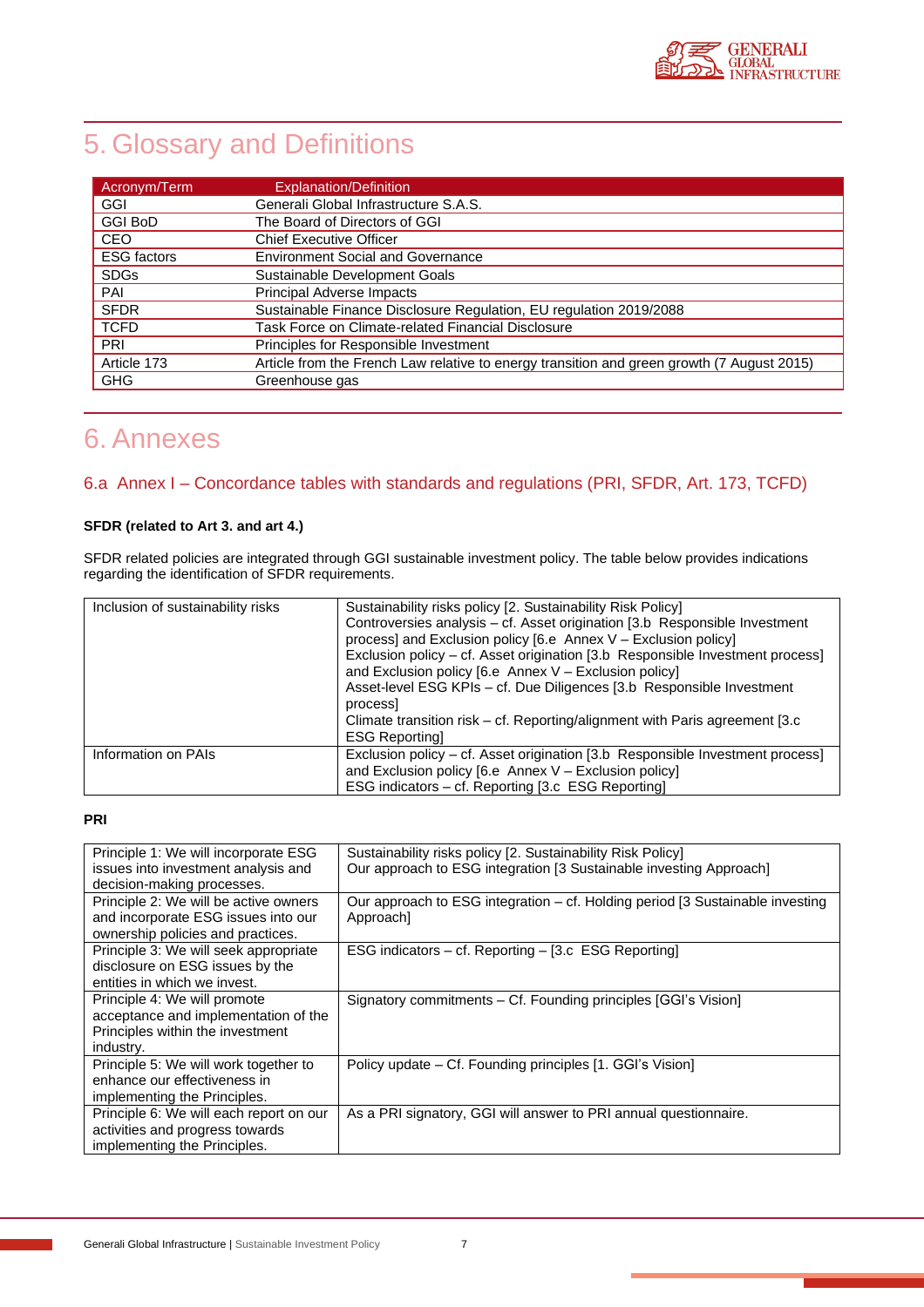# 5. Glossary and Definitions

| Acronym/Term | Explanation/Definition |
|---|---|
| GGI | Generali Global Infrastructure S.A.S. |
| GGI BoD | The Board of Directors of GGI |
| CEO | Chief Executive Officer |
| ESG factors | Environment Social and Governance |
| SDGs | Sustainable Development Goals |
| PAI | Principal Adverse Impacts |
| SFDR | Sustainable Finance Disclosure Regulation, EU regulation 2019/2088 |
| TCFD | Task Force on Climate-related Financial Disclosure |
| PRI | Principles for Responsible Investment |
| Article 173 | Article from the French Law relative to energy transition and green growth (7 August 2015) |
| GHG | Greenhouse gas |

# 6. Annexes

## 6.a Annex I – Concordance tables with standards and regulations (PRI, SFDR, Art. 173, TCFD)

**SFDR (related to Art 3. and art 4.)**

SFDR related policies are integrated through GGI sustainable investment policy. The table below provides indications regarding the identification of SFDR requirements.

| | |
|---|---|
| Inclusion of sustainability risks | Sustainability risks policy [2. Sustainability Risk Policy]<br>Controversies analysis – cf. Asset origination [3.b Responsible Investment process] and Exclusion policy [6.e Annex V – Exclusion policy]<br>Exclusion policy – cf. Asset origination [3.b Responsible Investment process] and Exclusion policy [6.e Annex V – Exclusion policy]<br>Asset-level ESG KPIs – cf. Due Diligences [3.b Responsible Investment process]<br>Climate transition risk – cf. Reporting/alignment with Paris agreement [3.c ESG Reporting] |
| Information on PAIs | Exclusion policy – cf. Asset origination [3.b Responsible Investment process] and Exclusion policy [6.e Annex V – Exclusion policy]<br>ESG indicators – cf. Reporting [3.c ESG Reporting] |

**PRI**

| | |
|---|---|
| Principle 1: We will incorporate ESG issues into investment analysis and decision-making processes. | Sustainability risks policy [2. Sustainability Risk Policy]<br>Our approach to ESG integration [3 Sustainable investing Approach] |
| Principle 2: We will be active owners and incorporate ESG issues into our ownership policies and practices. | Our approach to ESG integration – cf. Holding period [3 Sustainable investing Approach] |
| Principle 3: We will seek appropriate disclosure on ESG issues by the entities in which we invest. | ESG indicators – cf. Reporting – [3.c ESG Reporting] |
| Principle 4: We will promote acceptance and implementation of the Principles within the investment industry. | Signatory commitments – Cf. Founding principles [GGI's Vision] |
| Principle 5: We will work together to enhance our effectiveness in implementing the Principles. | Policy update – Cf. Founding principles [1. GGI's Vision] |
| Principle 6: We will each report on our activities and progress towards implementing the Principles. | As a PRI signatory, GGI will answer to PRI annual questionnaire. |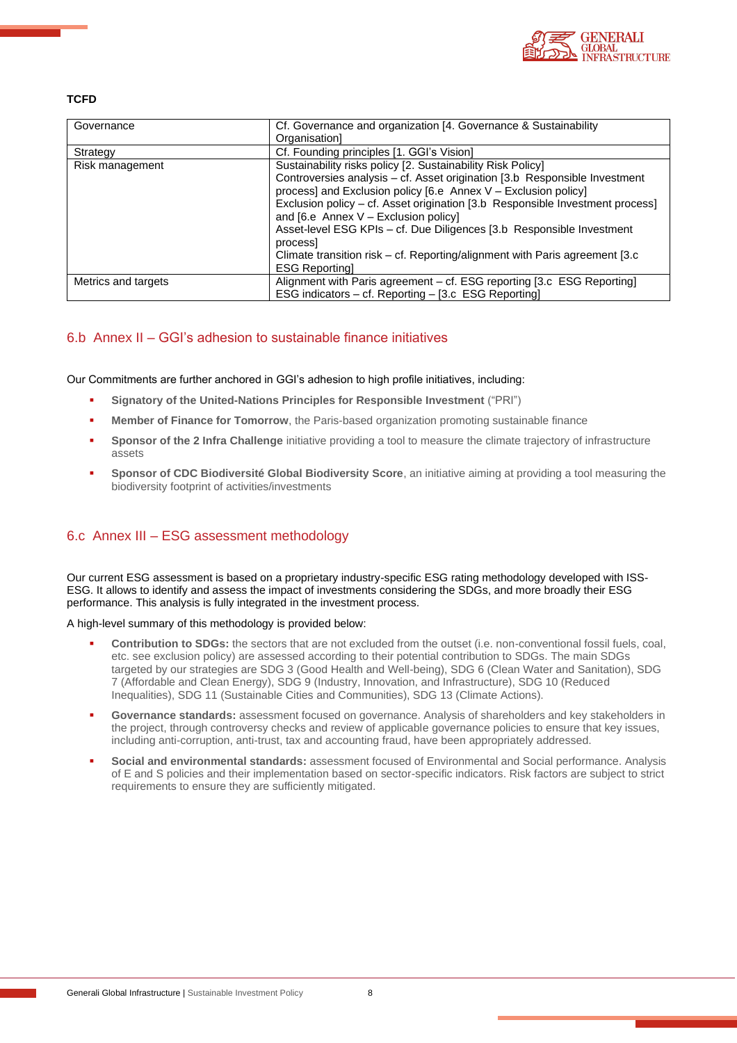**TCFD**

| | |
|---|---|
| Governance | Cf. Governance and organization [4. Governance & Sustainability Organisation] |
| Strategy | Cf. Founding principles [1. GGI's Vision] |
| Risk management | Sustainability risks policy [2. Sustainability Risk Policy]<br>Controversies analysis – cf. Asset origination [3.b Responsible Investment process] and Exclusion policy [6.e Annex V – Exclusion policy]<br>Exclusion policy – cf. Asset origination [3.b Responsible Investment process] and [6.e Annex V – Exclusion policy]<br>Asset-level ESG KPIs – cf. Due Diligences [3.b Responsible Investment process]<br>Climate transition risk – cf. Reporting/alignment with Paris agreement [3.c ESG Reporting] |
| Metrics and targets | Alignment with Paris agreement – cf. ESG reporting [3.c ESG Reporting]<br>ESG indicators – cf. Reporting – [3.c ESG Reporting] |

## 6.b Annex II – GGI's adhesion to sustainable finance initiatives

Our Commitments are further anchored in GGI's adhesion to high profile initiatives, including:

- **Signatory of the United-Nations Principles for Responsible Investment** ("PRI")
- **Member of Finance for Tomorrow**, the Paris-based organization promoting sustainable finance
- **Sponsor of the 2 Infra Challenge** initiative providing a tool to measure the climate trajectory of infrastructure assets
- **Sponsor of CDC Biodiversité Global Biodiversity Score**, an initiative aiming at providing a tool measuring the biodiversity footprint of activities/investments

## 6.c Annex III – ESG assessment methodology

Our current ESG assessment is based on a proprietary industry-specific ESG rating methodology developed with ISS-ESG. It allows to identify and assess the impact of investments considering the SDGs, and more broadly their ESG performance. This analysis is fully integrated in the investment process.

A high-level summary of this methodology is provided below:

- **Contribution to SDGs:** the sectors that are not excluded from the outset (i.e. non-conventional fossil fuels, coal, etc. see exclusion policy) are assessed according to their potential contribution to SDGs. The main SDGs targeted by our strategies are SDG 3 (Good Health and Well-being), SDG 6 (Clean Water and Sanitation), SDG 7 (Affordable and Clean Energy), SDG 9 (Industry, Innovation, and Infrastructure), SDG 10 (Reduced Inequalities), SDG 11 (Sustainable Cities and Communities), SDG 13 (Climate Actions).
- **Governance standards:** assessment focused on governance. Analysis of shareholders and key stakeholders in the project, through controversy checks and review of applicable governance policies to ensure that key issues, including anti-corruption, anti-trust, tax and accounting fraud, have been appropriately addressed.
- **Social and environmental standards:** assessment focused of Environmental and Social performance. Analysis of E and S policies and their implementation based on sector-specific indicators. Risk factors are subject to strict requirements to ensure they are sufficiently mitigated.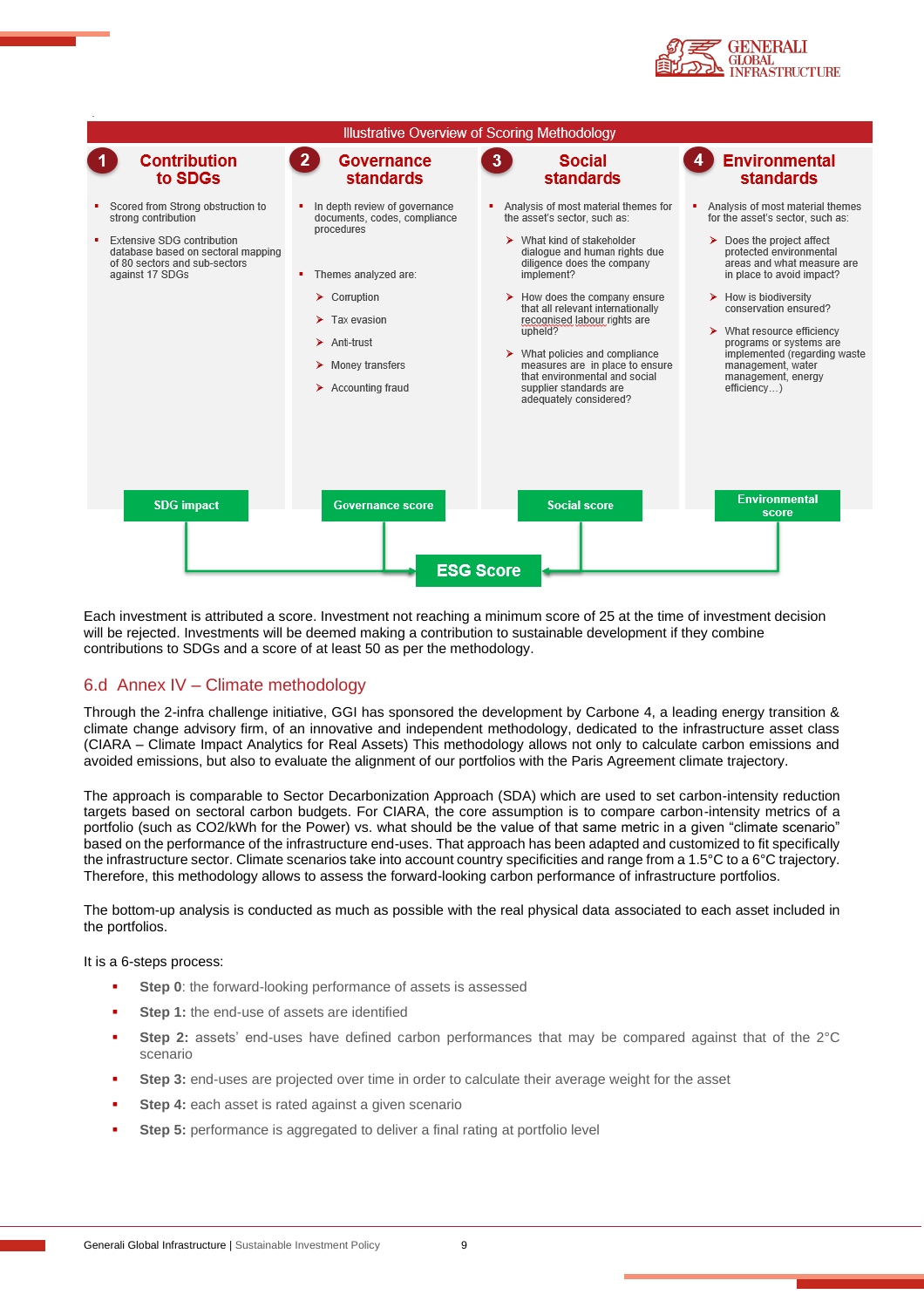**Illustrative Overview of Scoring Methodology**

**1 Contribution to SDGs**

- Scored from Strong obstruction to strong contribution
- Extensive SDG contribution database based on sectoral mapping of 80 sectors and sub-sectors against 17 SDGs

→ SDG impact

**2 Governance standards**

- In depth review of governance documents, codes, compliance procedures
- Themes analyzed are:
  - Corruption
  - Tax evasion
  - Anti-trust
  - Money transfers
  - Accounting fraud

→ Governance score

**3 Social standards**

- Analysis of most material themes for the asset's sector, such as:
  - What kind of stakeholder dialogue and human rights due diligence does the company implement?
  - How does the company ensure that all relevant internationally recognised labour rights are upheld?
  - What policies and compliance measures are in place to ensure that environmental and social supplier standards are adequately considered?

→ Social score

**4 Environmental standards**

- Analysis of most material themes for the asset's sector, such as:
  - Does the project affect protected environmental areas and what measure are in place to avoid impact?
  - How is biodiversity conservation ensured?
  - What resource efficiency programs or systems are implemented (regarding waste management, water management, energy efficiency…)

→ Environmental score

**ESG Score**

Each investment is attributed a score. Investment not reaching a minimum score of 25 at the time of investment decision will be rejected. Investments will be deemed making a contribution to sustainable development if they combine contributions to SDGs and a score of at least 50 as per the methodology.

## 6.d Annex IV – Climate methodology

Through the 2-infra challenge initiative, GGI has sponsored the development by Carbone 4, a leading energy transition & climate change advisory firm, of an innovative and independent methodology, dedicated to the infrastructure asset class (CIARA – Climate Impact Analytics for Real Assets) This methodology allows not only to calculate carbon emissions and avoided emissions, but also to evaluate the alignment of our portfolios with the Paris Agreement climate trajectory.

The approach is comparable to Sector Decarbonization Approach (SDA) which are used to set carbon-intensity reduction targets based on sectoral carbon budgets. For CIARA, the core assumption is to compare carbon-intensity metrics of a portfolio (such as $CO_2$/kWh for the Power) vs. what should be the value of that same metric in a given "climate scenario" based on the performance of the infrastructure end-uses. That approach has been adapted and customized to fit specifically the infrastructure sector. Climate scenarios take into account country specificities and range from a 1.5°C to a 6°C trajectory. Therefore, this methodology allows to assess the forward-looking carbon performance of infrastructure portfolios.

The bottom-up analysis is conducted as much as possible with the real physical data associated to each asset included in the portfolios.

It is a 6-steps process:

- **Step 0**: the forward-looking performance of assets is assessed
- **Step 1:** the end-use of assets are identified
- **Step 2:** assets' end-uses have defined carbon performances that may be compared against that of the 2°C scenario
- **Step 3:** end-uses are projected over time in order to calculate their average weight for the asset
- **Step 4:** each asset is rated against a given scenario
- **Step 5:** performance is aggregated to deliver a final rating at portfolio level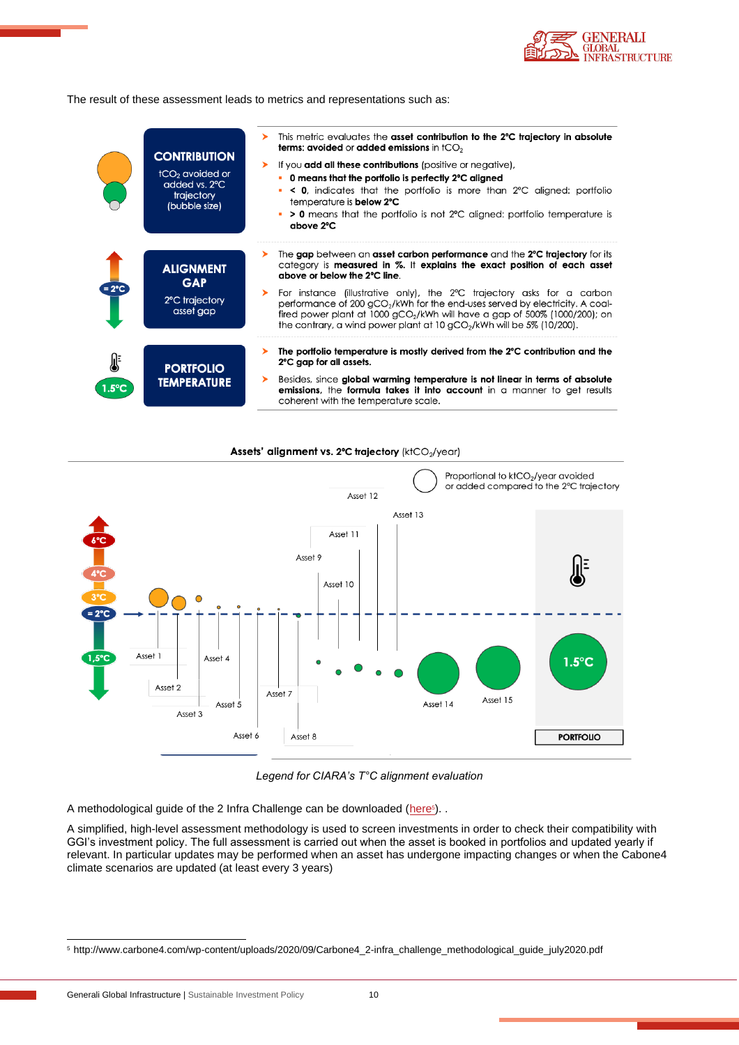The result of these assessment leads to metrics and representations such as:

**CONTRIBUTION**
$tCO_2$ avoided or added vs. 2°C trajectory (bubble size)

- This metric evaluates the **asset contribution to the 2°C trajectory in absolute terms: avoided** or **added emissions** in $tCO_2$
- If you **add all these contributions** (positive or negative),
  - **0 means that the portfolio is perfectly 2°C aligned**
  - **< 0**, indicates that the portfolio is more than 2°C aligned: portfolio temperature is **below 2°C**
  - **> 0** means that the portfolio is not 2°C aligned: portfolio temperature is **above 2°C**

**ALIGNMENT GAP**
2°C trajectory asset gap

- The **gap** between an **asset carbon performance** and the **2°C trajectory** for its category is **measured in %.** It **explains the exact position of each asset above or below the 2°C line**.
- For instance (illustrative only), the 2°C trajectory asks for a carbon performance of 200 $gCO_2$/kWh for the end-uses served by electricity. A coal-fired power plant at 1000 $gCO_2$/kWh will have a gap of 500% (1000/200); on the contrary, a wind power plant at 10 $gCO_2$/kWh will be 5% (10/200).

**PORTFOLIO TEMPERATURE**

- **The portfolio temperature is mostly derived from the 2°C contribution and the 2°C gap for all assets.**
- Besides, since **global warming temperature is not linear in terms of absolute emissions**, the **formula takes it into account** in a manner to get results coherent with the temperature scale.

**Assets' alignment vs. 2°C trajectory** ($ktCO_2$/year)

*Legend for CIARA's T°C alignment evaluation*

A methodological guide of the 2 Infra Challenge can be downloaded (here[5]). .

A simplified, high-level assessment methodology is used to screen investments in order to check their compatibility with GGI's investment policy. The full assessment is carried out when the asset is booked in portfolios and updated yearly if relevant. In particular updates may be performed when an asset has undergone impacting changes or when the Cabone4 climate scenarios are updated (at least every 3 years)

[5] http://www.carbone4.com/wp-content/uploads/2020/09/Carbone4_2-infra_challenge_methodological_guide_july2020.pdf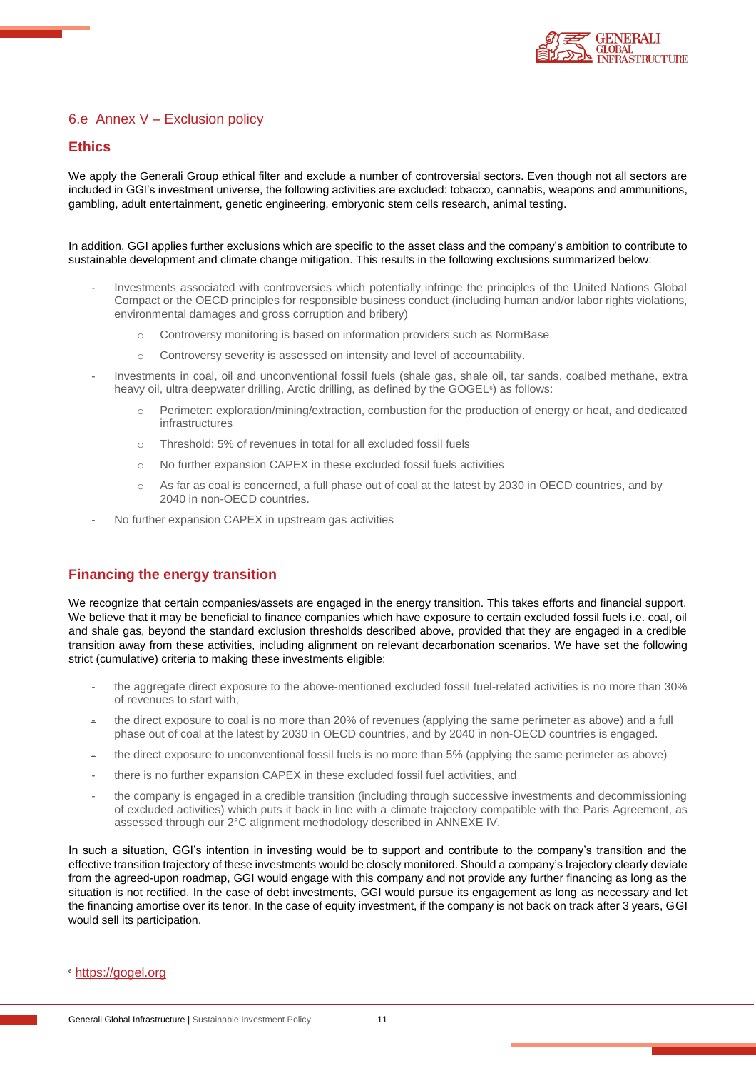## 6.e Annex V – Exclusion policy

### Ethics

We apply the Generali Group ethical filter and exclude a number of controversial sectors. Even though not all sectors are included in GGI's investment universe, the following activities are excluded: tobacco, cannabis, weapons and ammunitions, gambling, adult entertainment, genetic engineering, embryonic stem cells research, animal testing.

In addition, GGI applies further exclusions which are specific to the asset class and the company's ambition to contribute to sustainable development and climate change mitigation. This results in the following exclusions summarized below:

- Investments associated with controversies which potentially infringe the principles of the United Nations Global Compact or the OECD principles for responsible business conduct (including human and/or labor rights violations, environmental damages and gross corruption and bribery)
    - Controversy monitoring is based on information providers such as NormBase
    - Controversy severity is assessed on intensity and level of accountability.
- Investments in coal, oil and unconventional fossil fuels (shale gas, shale oil, tar sands, coalbed methane, extra heavy oil, ultra deepwater drilling, Arctic drilling, as defined by the GOGEL[6]) as follows:
    - Perimeter: exploration/mining/extraction, combustion for the production of energy or heat, and dedicated infrastructures
    - Threshold: 5% of revenues in total for all excluded fossil fuels
    - No further expansion CAPEX in these excluded fossil fuels activities
    - As far as coal is concerned, a full phase out of coal at the latest by 2030 in OECD countries, and by 2040 in non-OECD countries.
- No further expansion CAPEX in upstream gas activities

### Financing the energy transition

We recognize that certain companies/assets are engaged in the energy transition. This takes efforts and financial support. We believe that it may be beneficial to finance companies which have exposure to certain excluded fossil fuels i.e. coal, oil and shale gas, beyond the standard exclusion thresholds described above, provided that they are engaged in a credible transition away from these activities, including alignment on relevant decarbonation scenarios. We have set the following strict (cumulative) criteria to making these investments eligible:

- the aggregate direct exposure to the above-mentioned excluded fossil fuel-related activities is no more than 30% of revenues to start with,
- the direct exposure to coal is no more than 20% of revenues (applying the same perimeter as above) and a full phase out of coal at the latest by 2030 in OECD countries, and by 2040 in non-OECD countries is engaged.
- the direct exposure to unconventional fossil fuels is no more than 5% (applying the same perimeter as above)
- there is no further expansion CAPEX in these excluded fossil fuel activities, and
- the company is engaged in a credible transition (including through successive investments and decommissioning of excluded activities) which puts it back in line with a climate trajectory compatible with the Paris Agreement, as assessed through our 2°C alignment methodology described in ANNEXE IV.

In such a situation, GGI's intention in investing would be to support and contribute to the company's transition and the effective transition trajectory of these investments would be closely monitored. Should a company's trajectory clearly deviate from the agreed-upon roadmap, GGI would engage with this company and not provide any further financing as long as the situation is not rectified. In the case of debt investments, GGI would pursue its engagement as long as necessary and let the financing amortise over its tenor. In the case of equity investment, if the company is not back on track after 3 years, GGI would sell its participation.

---

[6] https://gogel.org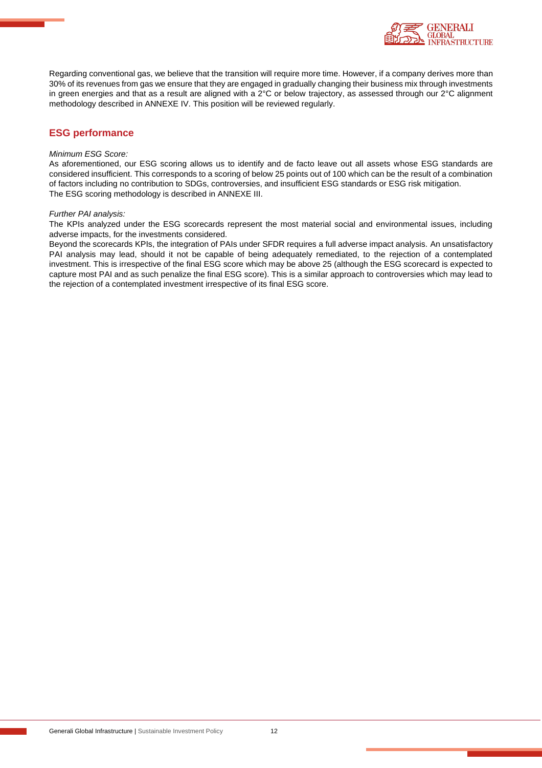Regarding conventional gas, we believe that the transition will require more time. However, if a company derives more than 30% of its revenues from gas we ensure that they are engaged in gradually changing their business mix through investments in green energies and that as a result are aligned with a 2°C or below trajectory, as assessed through our 2°C alignment methodology described in ANNEXE IV. This position will be reviewed regularly.

## ESG performance

*Minimum ESG Score:*

As aforementioned, our ESG scoring allows us to identify and de facto leave out all assets whose ESG standards are considered insufficient. This corresponds to a scoring of below 25 points out of 100 which can be the result of a combination of factors including no contribution to SDGs, controversies, and insufficient ESG standards or ESG risk mitigation.
The ESG scoring methodology is described in ANNEXE III.

*Further PAI analysis:*

The KPIs analyzed under the ESG scorecards represent the most material social and environmental issues, including adverse impacts, for the investments considered.
Beyond the scorecards KPIs, the integration of PAIs under SFDR requires a full adverse impact analysis. An unsatisfactory PAI analysis may lead, should it not be capable of being adequately remediated, to the rejection of a contemplated investment. This is irrespective of the final ESG score which may be above 25 (although the ESG scorecard is expected to capture most PAI and as such penalize the final ESG score). This is a similar approach to controversies which may lead to the rejection of a contemplated investment irrespective of its final ESG score.